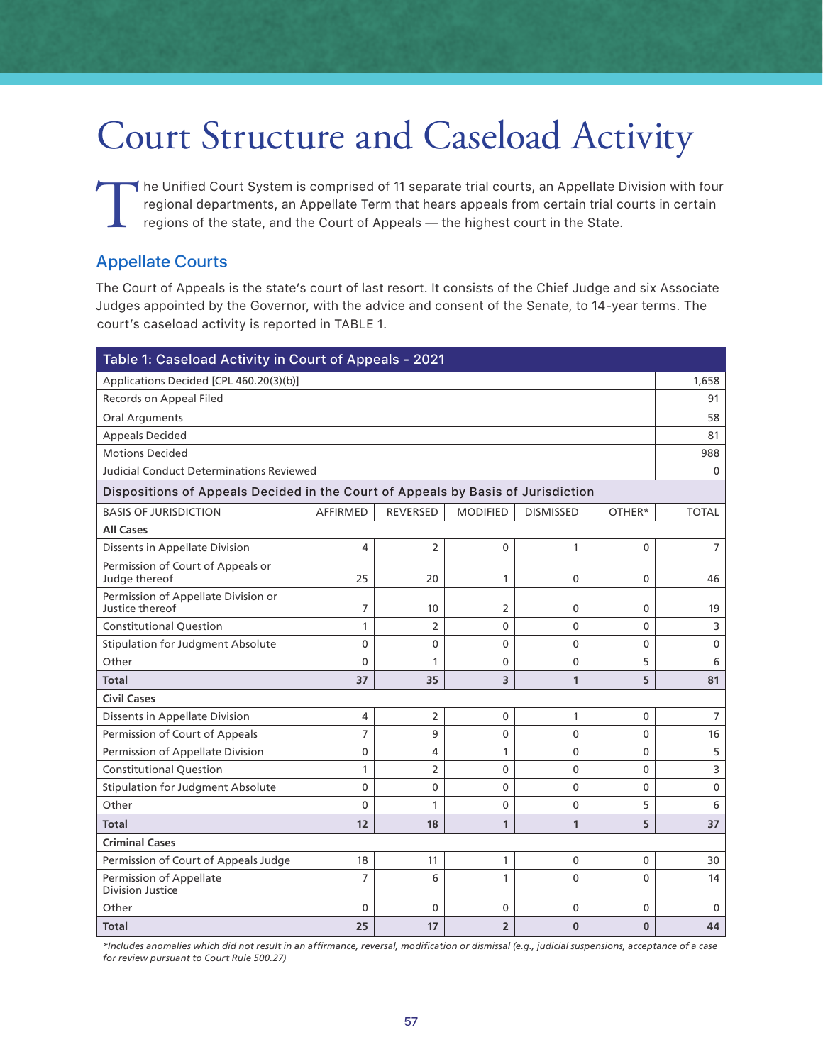# Court Structure and Caseload Activity

The Unified Court System is comprised of 11 separate trial courts, an Appellate Division with four regional departments, an Appellate Term that hears appeals from certain trial courts in certain regions of the state, and the Court of Appeals — the highest court in the State.

## Appellate Courts

The Court of Appeals is the state's court of last resort. It consists of the Chief Judge and six Associate Judges appointed by the Governor, with the advice and consent of the Senate, to 14-year terms. The court's caseload activity is reported in TABLE 1.

| Table 1: Caseload Activity in Court of Appeals - 2021 | | | | | | |
|---|---|---|---|---|---|---|
| Applications Decided [CPL 460.20(3)(b)] | | | | | | 1,658 |
| Records on Appeal Filed | | | | | | 91 |
| Oral Arguments | | | | | | 58 |
| Appeals Decided | | | | | | 81 |
| Motions Decided | | | | | | 988 |
| Judicial Conduct Determinations Reviewed | | | | | | 0 |
| **Dispositions of Appeals Decided in the Court of Appeals by Basis of Jurisdiction** | | | | | | |
| BASIS OF JURISDICTION | AFFIRMED | REVERSED | MODIFIED | DISMISSED | OTHER* | TOTAL |
| **All Cases** | | | | | | |
| Dissents in Appellate Division | 4 | 2 | 0 | 1 | 0 | 7 |
| Permission of Court of Appeals or Judge thereof | 25 | 20 | 1 | 0 | 0 | 46 |
| Permission of Appellate Division or Justice thereof | 7 | 10 | 2 | 0 | 0 | 19 |
| Constitutional Question | 1 | 2 | 0 | 0 | 0 | 3 |
| Stipulation for Judgment Absolute | 0 | 0 | 0 | 0 | 0 | 0 |
| Other | 0 | 1 | 0 | 0 | 5 | 6 |
| **Total** | **37** | **35** | **3** | **1** | **5** | **81** |
| **Civil Cases** | | | | | | |
| Dissents in Appellate Division | 4 | 2 | 0 | 1 | 0 | 7 |
| Permission of Court of Appeals | 7 | 9 | 0 | 0 | 0 | 16 |
| Permission of Appellate Division | 0 | 4 | 1 | 0 | 0 | 5 |
| Constitutional Question | 1 | 2 | 0 | 0 | 0 | 3 |
| Stipulation for Judgment Absolute | 0 | 0 | 0 | 0 | 0 | 0 |
| Other | 0 | 1 | 0 | 0 | 5 | 6 |
| **Total** | **12** | **18** | **1** | **1** | **5** | **37** |
| **Criminal Cases** | | | | | | |
| Permission of Court of Appeals Judge | 18 | 11 | 1 | 0 | 0 | 30 |
| Permission of Appellate Division Justice | 7 | 6 | 1 | 0 | 0 | 14 |
| Other | 0 | 0 | 0 | 0 | 0 | 0 |
| **Total** | **25** | **17** | **2** | **0** | **0** | **44** |

*Includes anomalies which did not result in an affirmance, reversal, modification or dismissal (e.g., judicial suspensions, acceptance of a case for review pursuant to Court Rule 500.27)*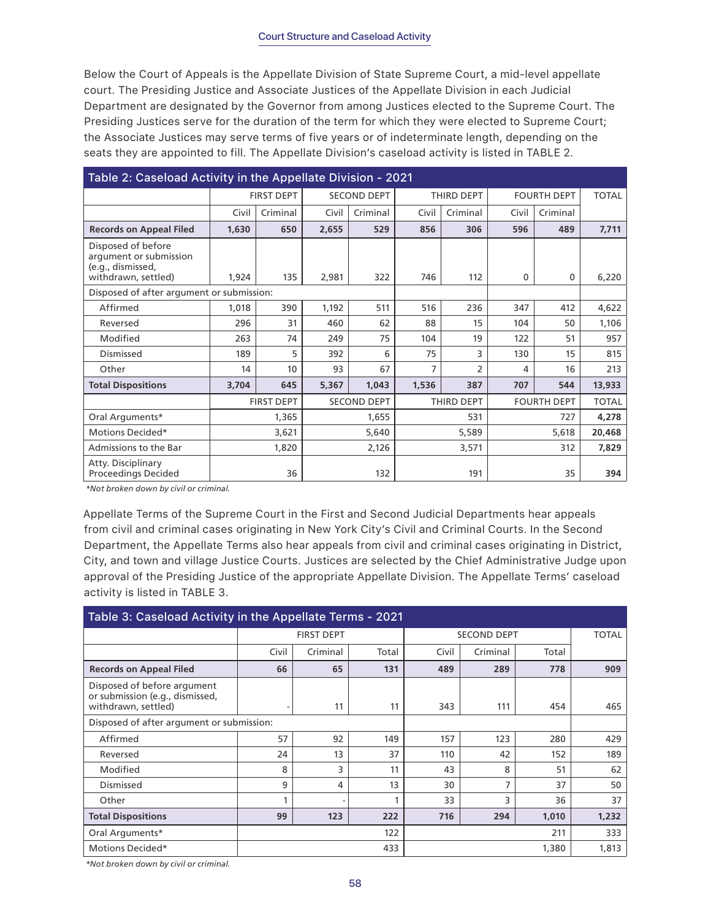Below the Court of Appeals is the Appellate Division of State Supreme Court, a mid-level appellate court. The Presiding Justice and Associate Justices of the Appellate Division in each Judicial Department are designated by the Governor from among Justices elected to the Supreme Court. The Presiding Justices serve for the duration of the term for which they were elected to Supreme Court; the Associate Justices may serve terms of five years or of indeterminate length, depending on the seats they are appointed to fill. The Appellate Division's caseload activity is listed in TABLE 2.

## Table 2: Caseload Activity in the Appellate Division - 2021

| | FIRST DEPT | | SECOND DEPT | | THIRD DEPT | | FOURTH DEPT | | TOTAL |
|---|---|---|---|---|---|---|---|---|---|
| | Civil | Criminal | Civil | Criminal | Civil | Criminal | Civil | Criminal | |
| **Records on Appeal Filed** | **1,630** | **650** | **2,655** | **529** | **856** | **306** | **596** | **489** | **7,711** |
| Disposed of before argument or submission (e.g., dismissed, withdrawn, settled) | 1,924 | 135 | 2,981 | 322 | 746 | 112 | 0 | 0 | 6,220 |
| Disposed of after argument or submission: | | | | | | | | | |
| Affirmed | 1,018 | 390 | 1,192 | 511 | 516 | 236 | 347 | 412 | 4,622 |
| Reversed | 296 | 31 | 460 | 62 | 88 | 15 | 104 | 50 | 1,106 |
| Modified | 263 | 74 | 249 | 75 | 104 | 19 | 122 | 51 | 957 |
| Dismissed | 189 | 5 | 392 | 6 | 75 | 3 | 130 | 15 | 815 |
| Other | 14 | 10 | 93 | 67 | 7 | 2 | 4 | 16 | 213 |
| **Total Dispositions** | **3,704** | **645** | **5,367** | **1,043** | **1,536** | **387** | **707** | **544** | **13,933** |
| | FIRST DEPT | | SECOND DEPT | | THIRD DEPT | | FOURTH DEPT | | TOTAL |
| Oral Arguments* | 1,365 | | 1,655 | | 531 | | 727 | | **4,278** |
| Motions Decided* | 3,621 | | 5,640 | | 5,589 | | 5,618 | | **20,468** |
| Admissions to the Bar | 1,820 | | 2,126 | | 3,571 | | 312 | | **7,829** |
| Atty. Disciplinary Proceedings Decided | 36 | | 132 | | 191 | | 35 | | **394** |

*\*Not broken down by civil or criminal.*

Appellate Terms of the Supreme Court in the First and Second Judicial Departments hear appeals from civil and criminal cases originating in New York City's Civil and Criminal Courts. In the Second Department, the Appellate Terms also hear appeals from civil and criminal cases originating in District, City, and town and village Justice Courts. Justices are selected by the Chief Administrative Judge upon approval of the Presiding Justice of the appropriate Appellate Division. The Appellate Terms' caseload activity is listed in TABLE 3.

## Table 3: Caseload Activity in the Appellate Terms - 2021

| | FIRST DEPT | | | SECOND DEPT | | | TOTAL |
|---|---|---|---|---|---|---|---|
| | Civil | Criminal | Total | Civil | Criminal | Total | |
| **Records on Appeal Filed** | **66** | **65** | **131** | **489** | **289** | **778** | **909** |
| Disposed of before argument or submission (e.g., dismissed, withdrawn, settled) | - | 11 | 11 | 343 | 111 | 454 | 465 |
| Disposed of after argument or submission: | | | | | | | |
| Affirmed | 57 | 92 | 149 | 157 | 123 | 280 | 429 |
| Reversed | 24 | 13 | 37 | 110 | 42 | 152 | 189 |
| Modified | 8 | 3 | 11 | 43 | 8 | 51 | 62 |
| Dismissed | 9 | 4 | 13 | 30 | 7 | 37 | 50 |
| Other | 1 | - | 1 | 33 | 3 | 36 | 37 |
| **Total Dispositions** | **99** | **123** | **222** | **716** | **294** | **1,010** | **1,232** |
| Oral Arguments* | | | 122 | | | 211 | 333 |
| Motions Decided* | | | 433 | | | 1,380 | 1,813 |

*\*Not broken down by civil or criminal.*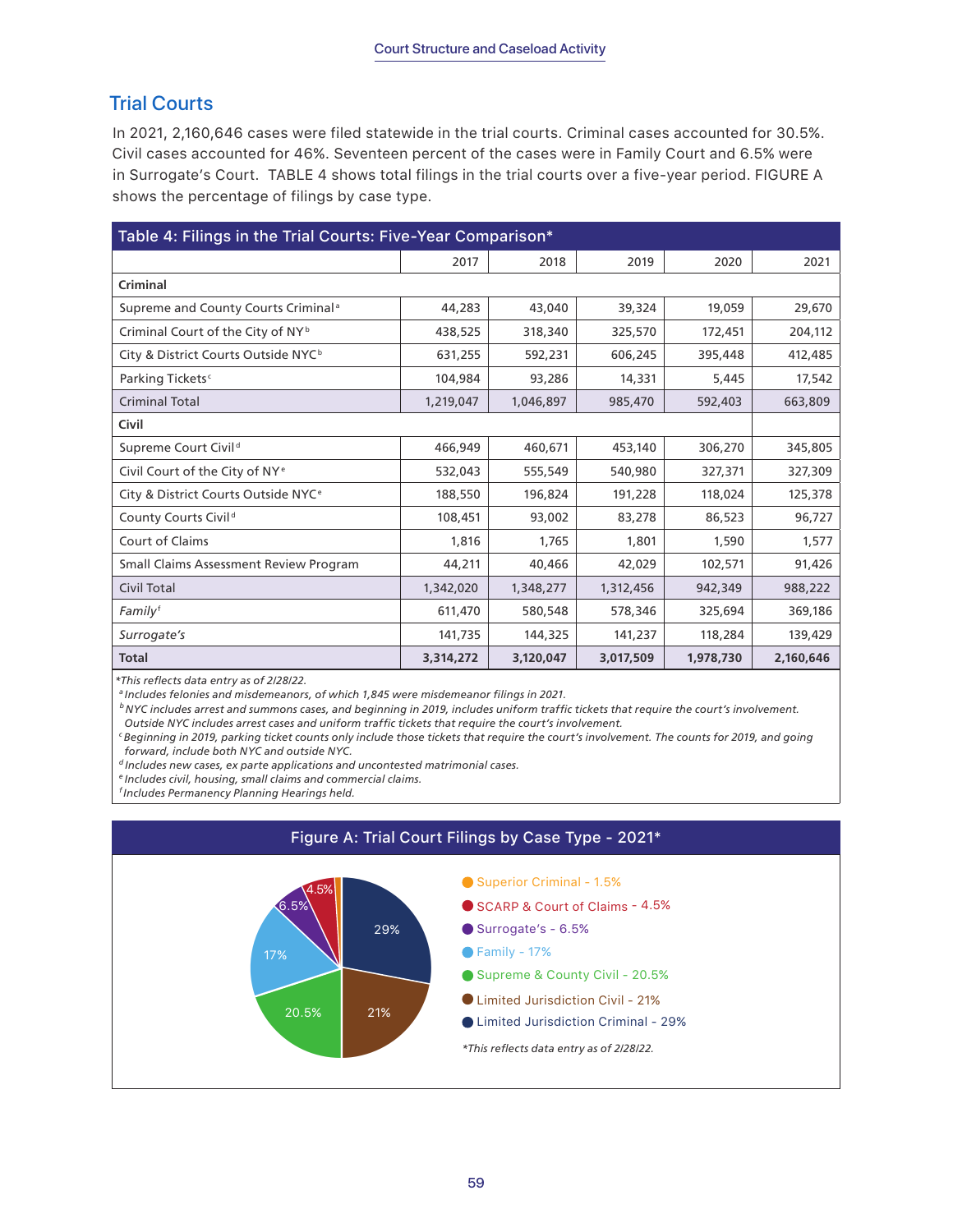## Trial Courts

In 2021, 2,160,646 cases were filed statewide in the trial courts. Criminal cases accounted for 30.5%. Civil cases accounted for 46%. Seventeen percent of the cases were in Family Court and 6.5% were in Surrogate's Court. TABLE 4 shows total filings in the trial courts over a five-year period. FIGURE A shows the percentage of filings by case type.

**Table 4: Filings in the Trial Courts: Five-Year Comparison***

| | 2017 | 2018 | 2019 | 2020 | 2021 |
|---|---|---|---|---|---|
| **Criminal** | | | | | |
| Supreme and County Courts Criminal[a] | 44,283 | 43,040 | 39,324 | 19,059 | 29,670 |
| Criminal Court of the City of NY[b] | 438,525 | 318,340 | 325,570 | 172,451 | 204,112 |
| City & District Courts Outside NYC[b] | 631,255 | 592,231 | 606,245 | 395,448 | 412,485 |
| Parking Tickets[c] | 104,984 | 93,286 | 14,331 | 5,445 | 17,542 |
| Criminal Total | 1,219,047 | 1,046,897 | 985,470 | 592,403 | 663,809 |
| **Civil** | | | | | |
| Supreme Court Civil[d] | 466,949 | 460,671 | 453,140 | 306,270 | 345,805 |
| Civil Court of the City of NY[e] | 532,043 | 555,549 | 540,980 | 327,371 | 327,309 |
| City & District Courts Outside NYC[e] | 188,550 | 196,824 | 191,228 | 118,024 | 125,378 |
| County Courts Civil[d] | 108,451 | 93,002 | 83,278 | 86,523 | 96,727 |
| Court of Claims | 1,816 | 1,765 | 1,801 | 1,590 | 1,577 |
| Small Claims Assessment Review Program | 44,211 | 40,466 | 42,029 | 102,571 | 91,426 |
| Civil Total | 1,342,020 | 1,348,277 | 1,312,456 | 942,349 | 988,222 |
| *Family*[f] | 611,470 | 580,548 | 578,346 | 325,694 | 369,186 |
| *Surrogate's* | 141,735 | 144,325 | 141,237 | 118,284 | 139,429 |
| **Total** | **3,314,272** | **3,120,047** | **3,017,509** | **1,978,730** | **2,160,646** |

*\*This reflects data entry as of 2/28/22.*

*[a] Includes felonies and misdemeanors, of which 1,845 were misdemeanor filings in 2021.*

*[b] NYC includes arrest and summons cases, and beginning in 2019, includes uniform traffic tickets that require the court's involvement. Outside NYC includes arrest cases and uniform traffic tickets that require the court's involvement.*

*[c] Beginning in 2019, parking ticket counts only include those tickets that require the court's involvement. The counts for 2019, and going forward, include both NYC and outside NYC.*

*[d] Includes new cases, ex parte applications and uncontested matrimonial cases.*

*[e] Includes civil, housing, small claims and commercial claims.*

*[f] Includes Permanency Planning Hearings held.*

**Figure A: Trial Court Filings by Case Type - 2021***

4.5%
6.5%
29%
17%
20.5%
21%

Superior Criminal - 1.5%
SCARP & Court of Claims - 4.5%
Surrogate's - 6.5%
Family - 17%
Supreme & County Civil - 20.5%
Limited Jurisdiction Civil - 21%
Limited Jurisdiction Criminal - 29%

*\*This reflects data entry as of 2/28/22.*